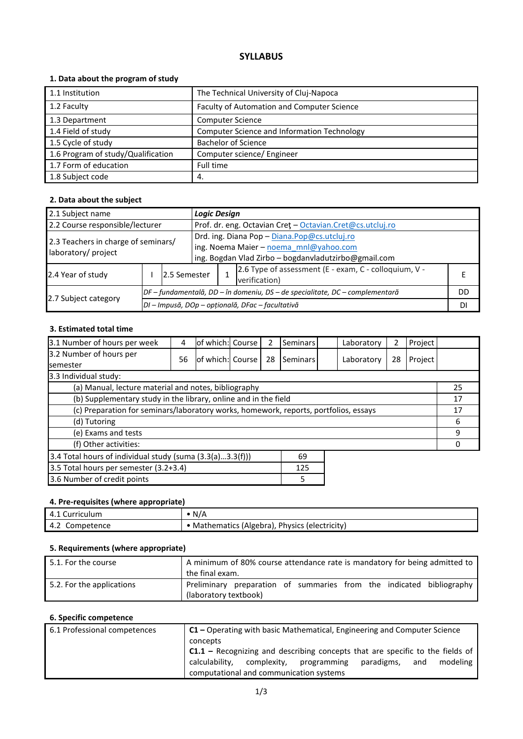# SYLLABUS

### 1. Data about the program of study

| | |
|---|---|
| 1.1 Institution | The Technical University of Cluj-Napoca |
| 1.2 Faculty | Faculty of Automation and Computer Science |
| 1.3 Department | Computer Science |
| 1.4 Field of study | Computer Science and Information Technology |
| 1.5 Cycle of study | Bachelor of Science |
| 1.6 Program of study/Qualification | Computer science/ Engineer |
| 1.7 Form of education | Full time |
| 1.8 Subject code | 4. |

### 2. Data about the subject

| | | | | | |
|---|---|---|---|---|---|
| 2.1 Subject name | | ***Logic Design*** | | | |
| 2.2 Course responsible/lecturer | | Prof. dr. eng. Octavian Creţ – Octavian.Cret@cs.utcluj.ro | | | |
| 2.3 Teachers in charge of seminars/ laboratory/ project | | Drd. ing. Diana Pop – Diana.Pop@cs.utcluj.ro<br>ing. Noema Maier – noema_mnl@yahoo.com<br>ing. Bogdan Vlad Zirbo – bogdanvladutzirbo@gmail.com | | | |
| 2.4 Year of study | I | 2.5 Semester | 1 | 2.6 Type of assessment (E - exam, C - colloquium, V - verification) | E |
| 2.7 Subject category | *DF – fundamentală, DD – în domeniu, DS – de specialitate, DC – complementară* | | | | DD |
| | *DI – Impusă, DOp – opțională, DFac – facultativă* | | | | DI |

### 3. Estimated total time

| | | | | | | | | | |
|---|---|---|---|---|---|---|---|---|---|
| 3.1 Number of hours per week | 4 | of which: Course | 2 | Seminars | | Laboratory | 2 | Project | |
| 3.2 Number of hours per semester | 56 | of which: Course | 28 | Seminars | | Laboratory | 28 | Project | |

| 3.3 Individual study: | |
|---|---|
| (a) Manual, lecture material and notes, bibliography | 25 |
| (b) Supplementary study in the library, online and in the field | 17 |
| (c) Preparation for seminars/laboratory works, homework, reports, portfolios, essays | 17 |
| (d) Tutoring | 6 |
| (e) Exams and tests | 9 |
| (f) Other activities: | 0 |

| | |
|---|---|
| 3.4 Total hours of individual study (suma (3.3(a)…3.3(f))) | 69 |
| 3.5 Total hours per semester (3.2+3.4) | 125 |
| 3.6 Number of credit points | 5 |

### 4. Pre-requisites (where appropriate)

| | |
|---|---|
| 4.1 Curriculum | • N/A |
| 4.2 Competence | • Mathematics (Algebra), Physics (electricity) |

### 5. Requirements (where appropriate)

| | |
|---|---|
| 5.1. For the course | A minimum of 80% course attendance rate is mandatory for being admitted to the final exam. |
| 5.2. For the applications | Preliminary preparation of summaries from the indicated bibliography (laboratory textbook) |

### 6. Specific competence

| | |
|---|---|
| 6.1 Professional competences | **C1 –** Operating with basic Mathematical, Engineering and Computer Science concepts<br>**C1.1 –** Recognizing and describing concepts that are specific to the fields of calculability, complexity, programming paradigms, and modeling computational and communication systems |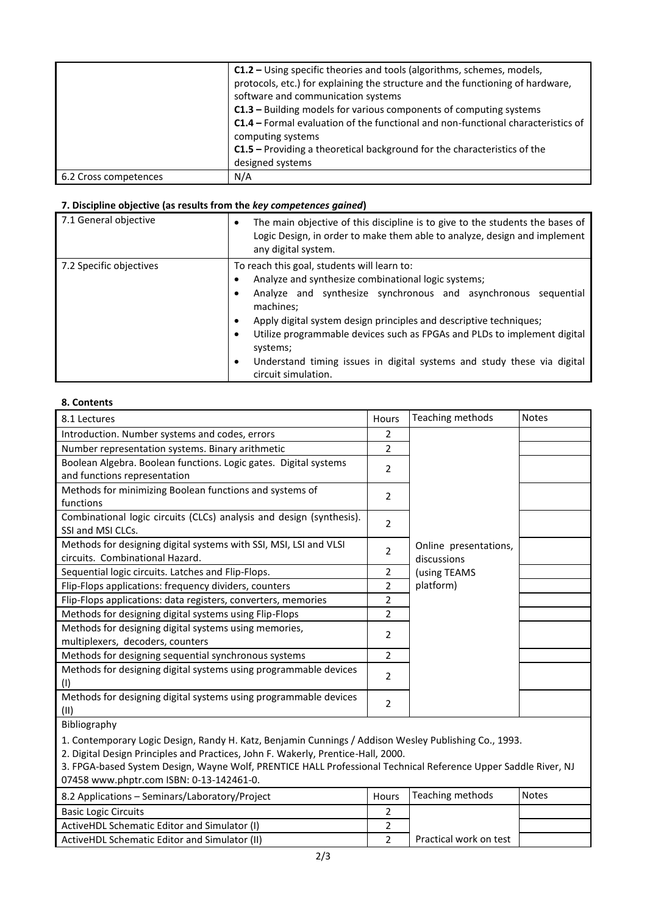| | |
|---|---|
| | **C1.2 –** Using specific theories and tools (algorithms, schemes, models, protocols, etc.) for explaining the structure and the functioning of hardware, software and communication systems<br>**C1.3 –** Building models for various components of computing systems<br>**C1.4 –** Formal evaluation of the functional and non-functional characteristics of computing systems<br>**C1.5 –** Providing a theoretical background for the characteristics of the designed systems |
| 6.2 Cross competences | N/A |

### 7. Discipline objective (as results from the *key competences gained*)

| | |
|---|---|
| 7.1 General objective | • The main objective of this discipline is to give to the students the bases of Logic Design, in order to make them able to analyze, design and implement any digital system. |
| 7.2 Specific objectives | To reach this goal, students will learn to:<br>• Analyze and synthesize combinational logic systems;<br>• Analyze and synthesize synchronous and asynchronous sequential machines;<br>• Apply digital system design principles and descriptive techniques;<br>• Utilize programmable devices such as FPGAs and PLDs to implement digital systems;<br>• Understand timing issues in digital systems and study these via digital circuit simulation. |

### 8. Contents

| 8.1 Lectures | Hours | Teaching methods | Notes |
|---|---|---|---|
| Introduction. Number systems and codes, errors | 2 | Online presentations, discussions (using TEAMS platform) | |
| Number representation systems. Binary arithmetic | 2 | | |
| Boolean Algebra. Boolean functions. Logic gates. Digital systems and functions representation | 2 | | |
| Methods for minimizing Boolean functions and systems of functions | 2 | | |
| Combinational logic circuits (CLCs) analysis and design (synthesis). SSI and MSI CLCs. | 2 | | |
| Methods for designing digital systems with SSI, MSI, LSI and VLSI circuits. Combinational Hazard. | 2 | | |
| Sequential logic circuits. Latches and Flip-Flops. | 2 | | |
| Flip-Flops applications: frequency dividers, counters | 2 | | |
| Flip-Flops applications: data registers, converters, memories | 2 | | |
| Methods for designing digital systems using Flip-Flops | 2 | | |
| Methods for designing digital systems using memories, multiplexers, decoders, counters | 2 | | |
| Methods for designing sequential synchronous systems | 2 | | |
| Methods for designing digital systems using programmable devices (I) | 2 | | |
| Methods for designing digital systems using programmable devices (II) | 2 | | |

Bibliography

1. Contemporary Logic Design, Randy H. Katz, Benjamin Cunnings / Addison Wesley Publishing Co., 1993.
2. Digital Design Principles and Practices, John F. Wakerly, Prentice-Hall, 2000.
3. FPGA-based System Design, Wayne Wolf, PRENTICE HALL Professional Technical Reference Upper Saddle River, NJ 07458 www.phptr.com ISBN: 0-13-142461-0.

| 8.2 Applications – Seminars/Laboratory/Project | Hours | Teaching methods | Notes |
|---|---|---|---|
| Basic Logic Circuits | 2 | Practical work on test | |
| ActiveHDL Schematic Editor and Simulator (I) | 2 | | |
| ActiveHDL Schematic Editor and Simulator (II) | 2 | | |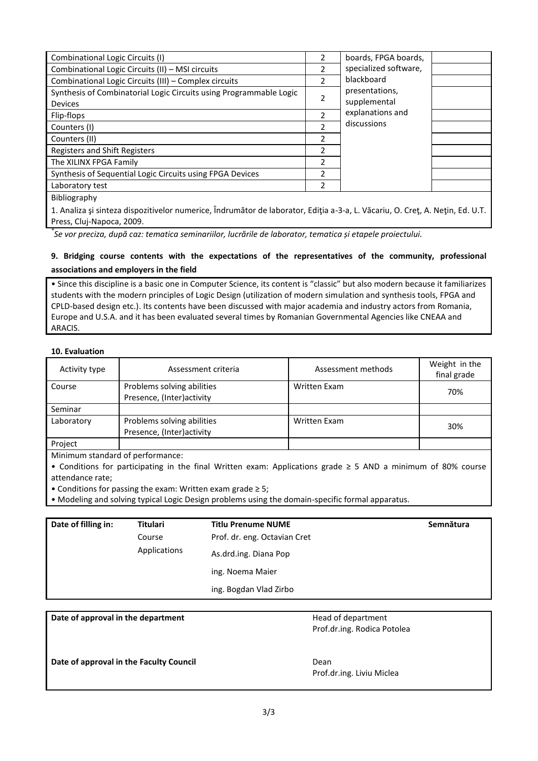| | | | |
|---|---|---|---|
| Combinational Logic Circuits (I) | 2 | boards, FPGA boards, specialized software, blackboard presentations, supplemental explanations and discussions | |
| Combinational Logic Circuits (II) – MSI circuits | 2 | | |
| Combinational Logic Circuits (III) – Complex circuits | 2 | | |
| Synthesis of Combinatorial Logic Circuits using Programmable Logic Devices | 2 | | |
| Flip-flops | 2 | | |
| Counters (I) | 2 | | |
| Counters (II) | 2 | | |
| Registers and Shift Registers | 2 | | |
| The XILINX FPGA Family | 2 | | |
| Synthesis of Sequential Logic Circuits using FPGA Devices | 2 | | |
| Laboratory test | 2 | | |

Bibliography

1. Analiza şi sinteza dispozitivelor numerice, Îndrumător de laborator, Ediţia a-3-a, L. Văcariu, O. Creţ, A. Neţin, Ed. U.T. Press, Cluj-Napoca, 2009.

*Se vor preciza, după caz: tematica seminariilor, lucrările de laborator, tematica și etapele proiectului.*

## 9. Bridging course contents with the expectations of the representatives of the community, professional associations and employers in the field

• Since this discipline is a basic one in Computer Science, its content is "classic" but also modern because it familiarizes students with the modern principles of Logic Design (utilization of modern simulation and synthesis tools, FPGA and CPLD-based design etc.). Its contents have been discussed with major academia and industry actors from Romania, Europe and U.S.A. and it has been evaluated several times by Romanian Governmental Agencies like CNEAA and ARACIS.

## 10. Evaluation

| Activity type | Assessment criteria | Assessment methods | Weight in the final grade |
|---|---|---|---|
| Course | Problems solving abilities<br>Presence, (Inter)activity | Written Exam | 70% |
| Seminar | | | |
| Laboratory | Problems solving abilities<br>Presence, (Inter)activity | Written Exam | 30% |
| Project | | | |

Minimum standard of performance:

• Conditions for participating in the final Written exam: Applications grade ≥ 5 AND a minimum of 80% course attendance rate;

• Conditions for passing the exam: Written exam grade ≥ 5;

• Modeling and solving typical Logic Design problems using the domain-specific formal apparatus.

| Date of filling in: | Titulari | Titlu Prenume NUME | Semnătura |
|---|---|---|---|
| | Course | Prof. dr. eng. Octavian Cret | |
| | Applications | As.drd.ing. Diana Pop | |
| | | ing. Noema Maier | |
| | | ing. Bogdan Vlad Zirbo | |

| | |
|---|---|
| **Date of approval in the department** | Head of department<br>Prof.dr.ing. Rodica Potolea |
| **Date of approval in the Faculty Council** | Dean<br>Prof.dr.ing. Liviu Miclea |